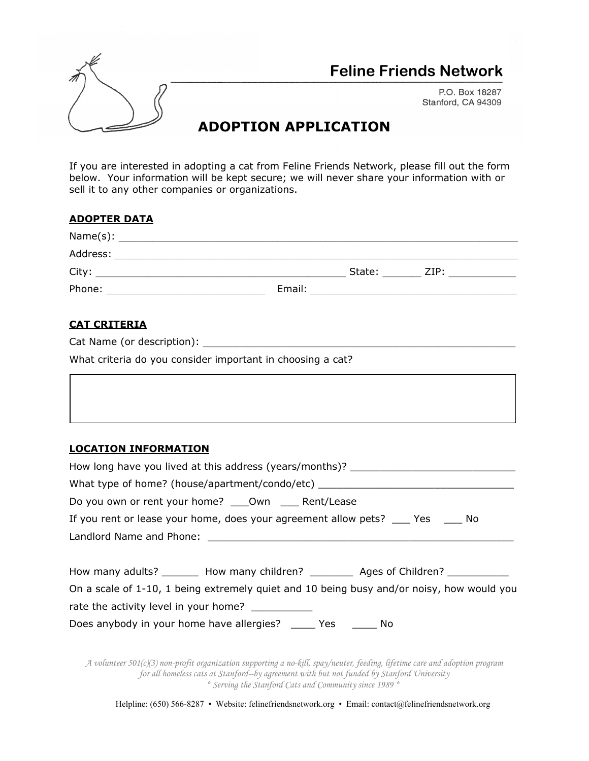# Feline Friends Network

P.O. Box 18287
Stanford, CA 94309

## ADOPTION APPLICATION

If you are interested in adopting a cat from Feline Friends Network, please fill out the form below. Your information will be kept secure; we will never share your information with or sell it to any other companies or organizations.

### ADOPTER DATA

Name(s): ____________________________________________________________

Address: ____________________________________________________________

City: ______________________________________ State: ______ ZIP: __________

Phone: _________________________ Email: _________________________________

### CAT CRITERIA

Cat Name (or description): ______________________________________________

What criteria do you consider important in choosing a cat?

|  |
| --- |
|  |

### LOCATION INFORMATION

How long have you lived at this address (years/months)? _________________________

What type of home? (house/apartment/condo/etc) ______________________________

Do you own or rent your home? ___Own ___ Rent/Lease

If you rent or lease your home, does your agreement allow pets? ___ Yes ___ No

Landlord Name and Phone: _______________________________________________

How many adults? ______ How many children? _______ Ages of Children? __________

On a scale of 1-10, 1 being extremely quiet and 10 being busy and/or noisy, how would you rate the activity level in your home? __________

Does anybody in your home have allergies? ____ Yes ____ No

*A volunteer 501(c)(3) non-profit organization supporting a no-kill, spay/neuter, feeding, lifetime care and adoption program for all homeless cats at Stanford--by agreement with but not funded by Stanford University*
*\* Serving the Stanford Cats and Community since 1989 \**

Helpline: (650) 566-8287 • Website: felinefriendsnetwork.org • Email: contact@felinefriendsnetwork.org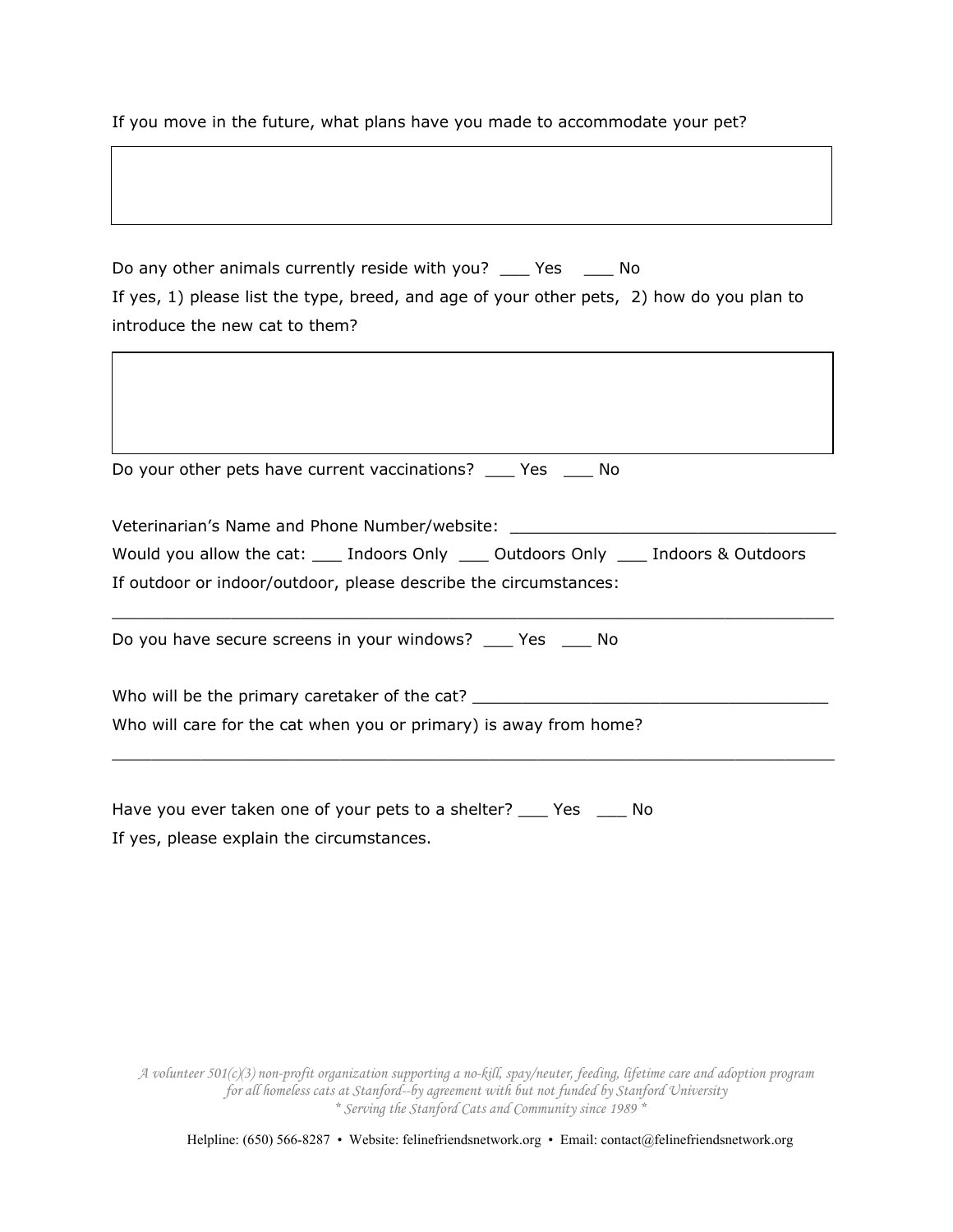If you move in the future, what plans have you made to accommodate your pet?

Do any other animals currently reside with you? ___ Yes ___ No

If yes, 1) please list the type, breed, and age of your other pets, 2) how do you plan to introduce the new cat to them?

Do your other pets have current vaccinations? ___ Yes ___ No

Veterinarian's Name and Phone Number/website: _________________________________

Would you allow the cat: ___ Indoors Only ___ Outdoors Only ___ Indoors & Outdoors

If outdoor or indoor/outdoor, please describe the circumstances:

___________________________________________________________________________

Do you have secure screens in your windows? ___ Yes ___ No

Who will be the primary caretaker of the cat? ____________________________________

Who will care for the cat when you or primary) is away from home?

___________________________________________________________________________

Have you ever taken one of your pets to a shelter? ___ Yes ___ No

If yes, please explain the circumstances.

*A volunteer 501(c)(3) non-profit organization supporting a no-kill, spay/neuter, feeding, lifetime care and adoption program for all homeless cats at Stanford--by agreement with but not funded by Stanford University*
*\* Serving the Stanford Cats and Community since 1989 \**

Helpline: (650) 566-8287 • Website: felinefriendsnetwork.org • Email: contact@felinefriendsnetwork.org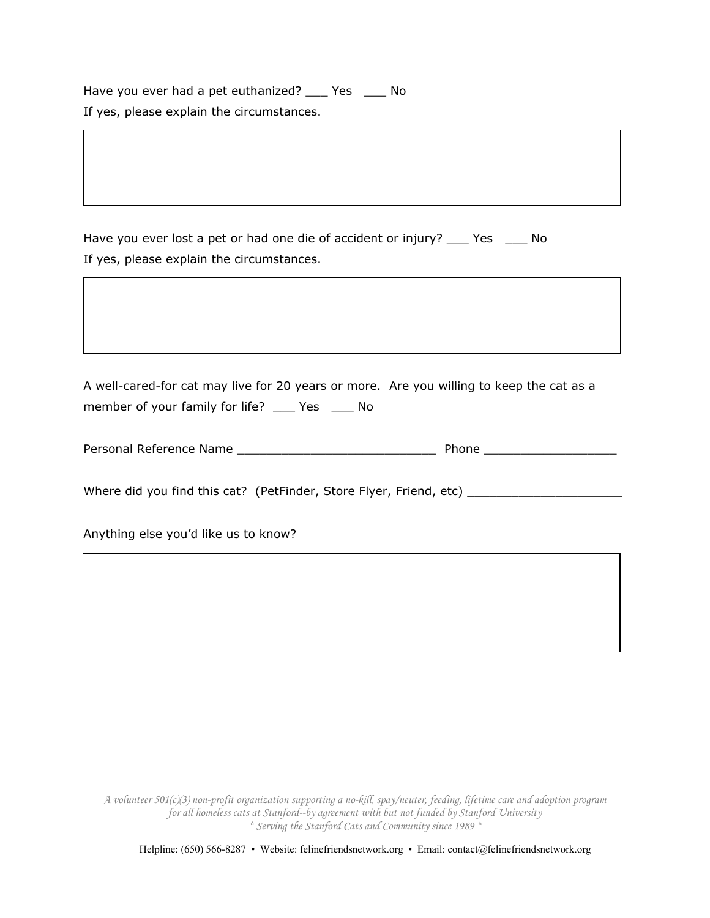Have you ever had a pet euthanized? ___ Yes ___ No

If yes, please explain the circumstances.

Have you ever lost a pet or had one die of accident or injury? ___ Yes ___ No

If yes, please explain the circumstances.

A well-cared-for cat may live for 20 years or more. Are you willing to keep the cat as a member of your family for life? ___ Yes ___ No

Personal Reference Name ___________________________ Phone __________________

Where did you find this cat? (PetFinder, Store Flyer, Friend, etc) _____________________

Anything else you'd like us to know?

*A volunteer 501(c)(3) non-profit organization supporting a no-kill, spay/neuter, feeding, lifetime care and adoption program for all homeless cats at Stanford--by agreement with but not funded by Stanford University*
*\* Serving the Stanford Cats and Community since 1989 \**

Helpline: (650) 566-8287 • Website: felinefriendsnetwork.org • Email: contact@felinefriendsnetwork.org